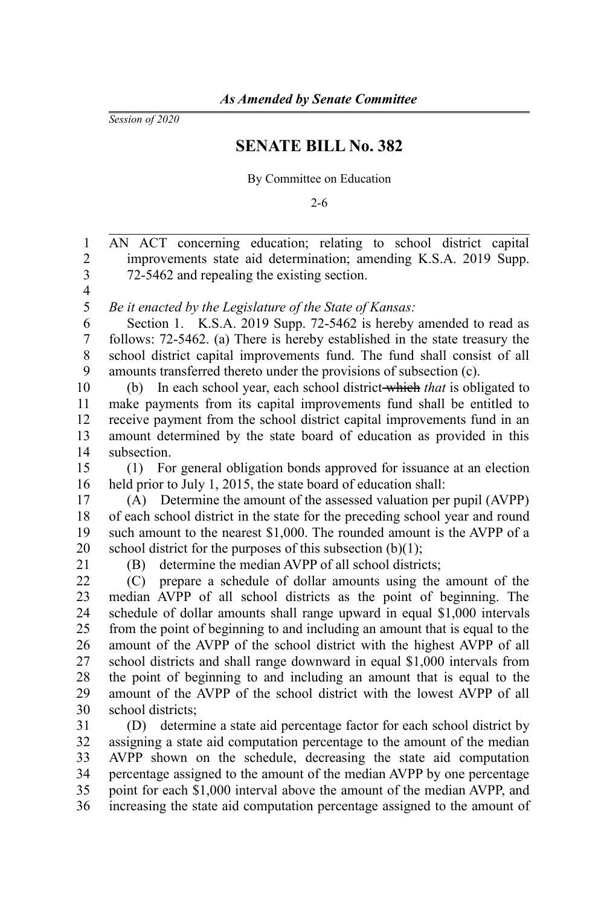*As Amended by Senate Committee*

*Session of 2020*

# SENATE BILL No. 382

By Committee on Education

2-6

AN ACT concerning education; relating to school district capital improvements state aid determination; amending K.S.A. 2019 Supp. 72-5462 and repealing the existing section.

*Be it enacted by the Legislature of the State of Kansas:*

Section 1. K.S.A. 2019 Supp. 72-5462 is hereby amended to read as follows: 72-5462. (a) There is hereby established in the state treasury the school district capital improvements fund. The fund shall consist of all amounts transferred thereto under the provisions of subsection (c).

(b) In each school year, each school district ~~which~~ *that* is obligated to make payments from its capital improvements fund shall be entitled to receive payment from the school district capital improvements fund in an amount determined by the state board of education as provided in this subsection.

(1) For general obligation bonds approved for issuance at an election held prior to July 1, 2015, the state board of education shall:

(A) Determine the amount of the assessed valuation per pupil (AVPP) of each school district in the state for the preceding school year and round such amount to the nearest $1,000. The rounded amount is the AVPP of a school district for the purposes of this subsection (b)(1);

(B) determine the median AVPP of all school districts;

(C) prepare a schedule of dollar amounts using the amount of the median AVPP of all school districts as the point of beginning. The schedule of dollar amounts shall range upward in equal $1,000 intervals from the point of beginning to and including an amount that is equal to the amount of the AVPP of the school district with the highest AVPP of all school districts and shall range downward in equal $1,000 intervals from the point of beginning to and including an amount that is equal to the amount of the AVPP of the school district with the lowest AVPP of all school districts;

(D) determine a state aid percentage factor for each school district by assigning a state aid computation percentage to the amount of the median AVPP shown on the schedule, decreasing the state aid computation percentage assigned to the amount of the median AVPP by one percentage point for each $1,000 interval above the amount of the median AVPP, and increasing the state aid computation percentage assigned to the amount of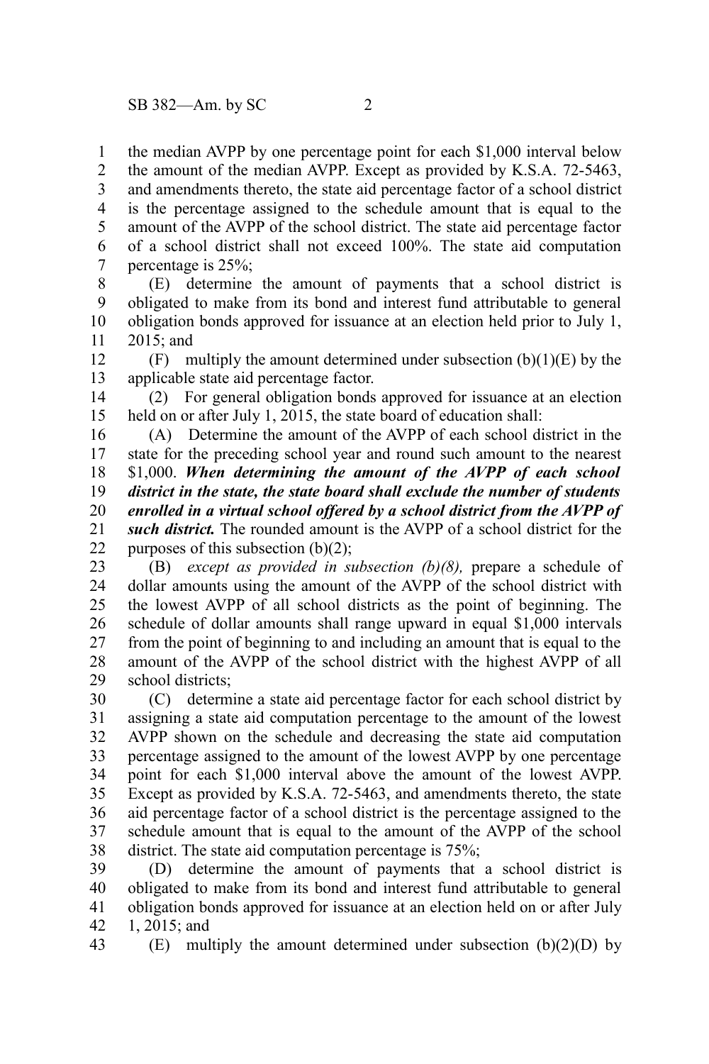the median AVPP by one percentage point for each $1,000 interval below the amount of the median AVPP. Except as provided by K.S.A. 72-5463, and amendments thereto, the state aid percentage factor of a school district is the percentage assigned to the schedule amount that is equal to the amount of the AVPP of the school district. The state aid percentage factor of a school district shall not exceed 100%. The state aid computation percentage is 25%;

(E) determine the amount of payments that a school district is obligated to make from its bond and interest fund attributable to general obligation bonds approved for issuance at an election held prior to July 1, 2015; and

(F) multiply the amount determined under subsection (b)(1)(E) by the applicable state aid percentage factor.

(2) For general obligation bonds approved for issuance at an election held on or after July 1, 2015, the state board of education shall:

(A) Determine the amount of the AVPP of each school district in the state for the preceding school year and round such amount to the nearest $1,000. ***When determining the amount of the AVPP of each school district in the state, the state board shall exclude the number of students enrolled in a virtual school offered by a school district from the AVPP of such district.*** The rounded amount is the AVPP of a school district for the purposes of this subsection (b)(2);

(B) *except as provided in subsection (b)(8),* prepare a schedule of dollar amounts using the amount of the AVPP of the school district with the lowest AVPP of all school districts as the point of beginning. The schedule of dollar amounts shall range upward in equal $1,000 intervals from the point of beginning to and including an amount that is equal to the amount of the AVPP of the school district with the highest AVPP of all school districts;

(C) determine a state aid percentage factor for each school district by assigning a state aid computation percentage to the amount of the lowest AVPP shown on the schedule and decreasing the state aid computation percentage assigned to the amount of the lowest AVPP by one percentage point for each $1,000 interval above the amount of the lowest AVPP. Except as provided by K.S.A. 72-5463, and amendments thereto, the state aid percentage factor of a school district is the percentage assigned to the schedule amount that is equal to the amount of the AVPP of the school district. The state aid computation percentage is 75%;

(D) determine the amount of payments that a school district is obligated to make from its bond and interest fund attributable to general obligation bonds approved for issuance at an election held on or after July 1, 2015; and

(E) multiply the amount determined under subsection (b)(2)(D) by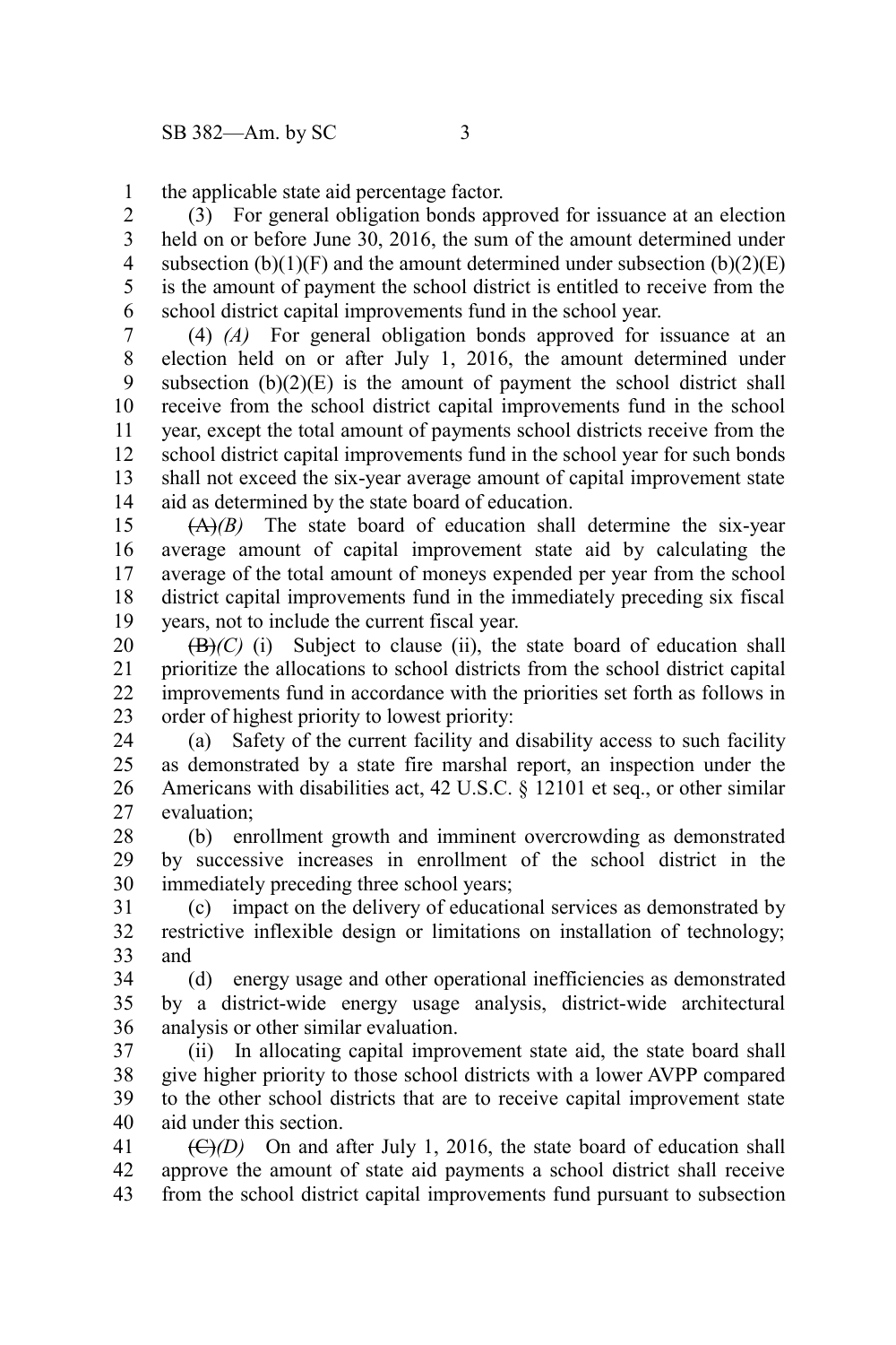the applicable state aid percentage factor.

(3) For general obligation bonds approved for issuance at an election held on or before June 30, 2016, the sum of the amount determined under subsection (b)(1)(F) and the amount determined under subsection (b)(2)(E) is the amount of payment the school district is entitled to receive from the school district capital improvements fund in the school year.

(4) *(A)* For general obligation bonds approved for issuance at an election held on or after July 1, 2016, the amount determined under subsection (b)(2)(E) is the amount of payment the school district shall receive from the school district capital improvements fund in the school year, except the total amount of payments school districts receive from the school district capital improvements fund in the school year for such bonds shall not exceed the six-year average amount of capital improvement state aid as determined by the state board of education.

~~(A)~~*(B)* The state board of education shall determine the six-year average amount of capital improvement state aid by calculating the average of the total amount of moneys expended per year from the school district capital improvements fund in the immediately preceding six fiscal years, not to include the current fiscal year.

~~(B)~~*(C)* (i) Subject to clause (ii), the state board of education shall prioritize the allocations to school districts from the school district capital improvements fund in accordance with the priorities set forth as follows in order of highest priority to lowest priority:

(a) Safety of the current facility and disability access to such facility as demonstrated by a state fire marshal report, an inspection under the Americans with disabilities act, 42 U.S.C. § 12101 et seq., or other similar evaluation;

(b) enrollment growth and imminent overcrowding as demonstrated by successive increases in enrollment of the school district in the immediately preceding three school years;

(c) impact on the delivery of educational services as demonstrated by restrictive inflexible design or limitations on installation of technology; and

(d) energy usage and other operational inefficiencies as demonstrated by a district-wide energy usage analysis, district-wide architectural analysis or other similar evaluation.

(ii) In allocating capital improvement state aid, the state board shall give higher priority to those school districts with a lower AVPP compared to the other school districts that are to receive capital improvement state aid under this section.

~~(C)~~*(D)* On and after July 1, 2016, the state board of education shall approve the amount of state aid payments a school district shall receive from the school district capital improvements fund pursuant to subsection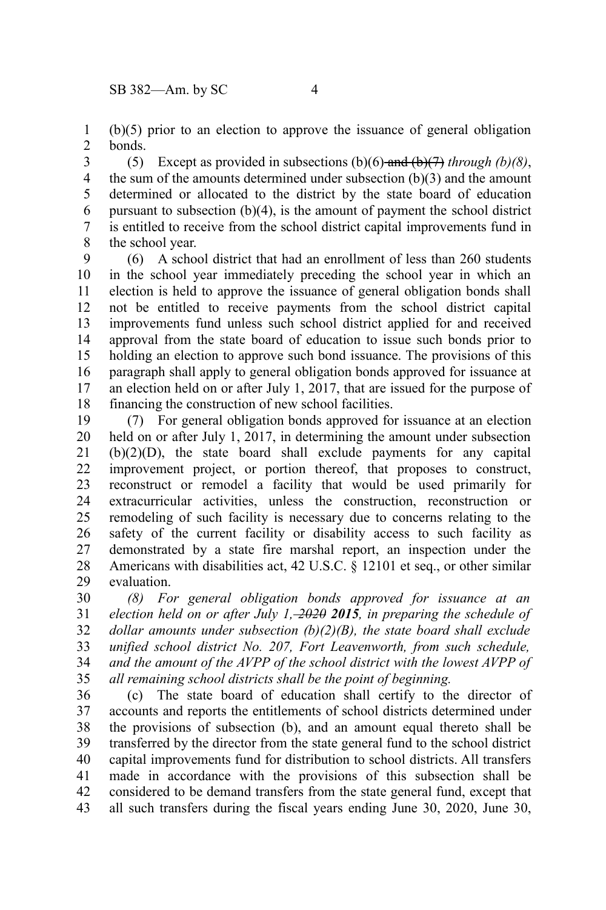(b)(5) prior to an election to approve the issuance of general obligation bonds.

(5) Except as provided in subsections (b)(6) ~~and (b)(7)~~ *through (b)(8)*, the sum of the amounts determined under subsection (b)(3) and the amount determined or allocated to the district by the state board of education pursuant to subsection (b)(4), is the amount of payment the school district is entitled to receive from the school district capital improvements fund in the school year.

(6) A school district that had an enrollment of less than 260 students in the school year immediately preceding the school year in which an election is held to approve the issuance of general obligation bonds shall not be entitled to receive payments from the school district capital improvements fund unless such school district applied for and received approval from the state board of education to issue such bonds prior to holding an election to approve such bond issuance. The provisions of this paragraph shall apply to general obligation bonds approved for issuance at an election held on or after July 1, 2017, that are issued for the purpose of financing the construction of new school facilities.

(7) For general obligation bonds approved for issuance at an election held on or after July 1, 2017, in determining the amount under subsection (b)(2)(D), the state board shall exclude payments for any capital improvement project, or portion thereof, that proposes to construct, reconstruct or remodel a facility that would be used primarily for extracurricular activities, unless the construction, reconstruction or remodeling of such facility is necessary due to concerns relating to the safety of the current facility or disability access to such facility as demonstrated by a state fire marshal report, an inspection under the Americans with disabilities act, 42 U.S.C. § 12101 et seq., or other similar evaluation.

*(8) For general obligation bonds approved for issuance at an election held on or after July 1, ~~2020~~* ***2015****, in preparing the schedule of dollar amounts under subsection (b)(2)(B), the state board shall exclude unified school district No. 207, Fort Leavenworth, from such schedule, and the amount of the AVPP of the school district with the lowest AVPP of all remaining school districts shall be the point of beginning.*

(c) The state board of education shall certify to the director of accounts and reports the entitlements of school districts determined under the provisions of subsection (b), and an amount equal thereto shall be transferred by the director from the state general fund to the school district capital improvements fund for distribution to school districts. All transfers made in accordance with the provisions of this subsection shall be considered to be demand transfers from the state general fund, except that all such transfers during the fiscal years ending June 30, 2020, June 30,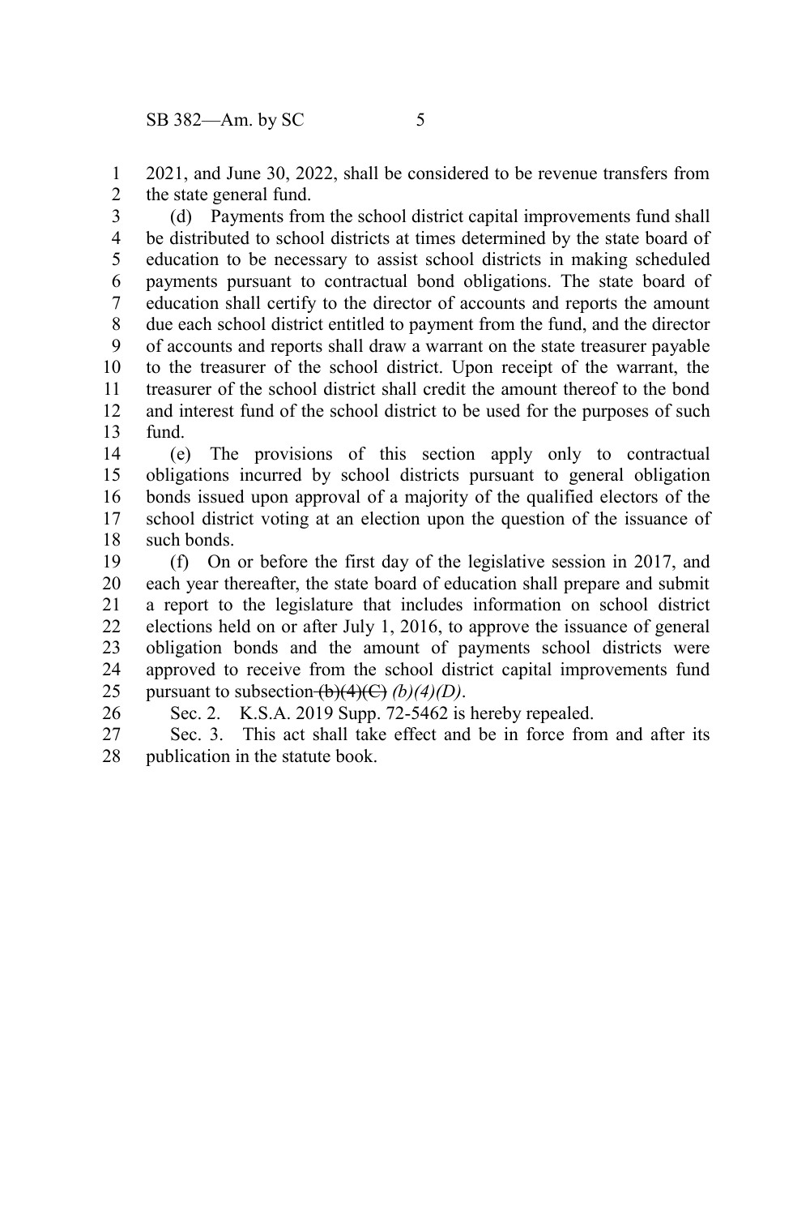2021, and June 30, 2022, shall be considered to be revenue transfers from the state general fund.

(d) Payments from the school district capital improvements fund shall be distributed to school districts at times determined by the state board of education to be necessary to assist school districts in making scheduled payments pursuant to contractual bond obligations. The state board of education shall certify to the director of accounts and reports the amount due each school district entitled to payment from the fund, and the director of accounts and reports shall draw a warrant on the state treasurer payable to the treasurer of the school district. Upon receipt of the warrant, the treasurer of the school district shall credit the amount thereof to the bond and interest fund of the school district to be used for the purposes of such fund.

(e) The provisions of this section apply only to contractual obligations incurred by school districts pursuant to general obligation bonds issued upon approval of a majority of the qualified electors of the school district voting at an election upon the question of the issuance of such bonds.

(f) On or before the first day of the legislative session in 2017, and each year thereafter, the state board of education shall prepare and submit a report to the legislature that includes information on school district elections held on or after July 1, 2016, to approve the issuance of general obligation bonds and the amount of payments school districts were approved to receive from the school district capital improvements fund pursuant to subsection ~~(b)(4)(C)~~ *(b)(4)(D)*.

Sec. 2. K.S.A. 2019 Supp. 72-5462 is hereby repealed.

Sec. 3. This act shall take effect and be in force from and after its publication in the statute book.